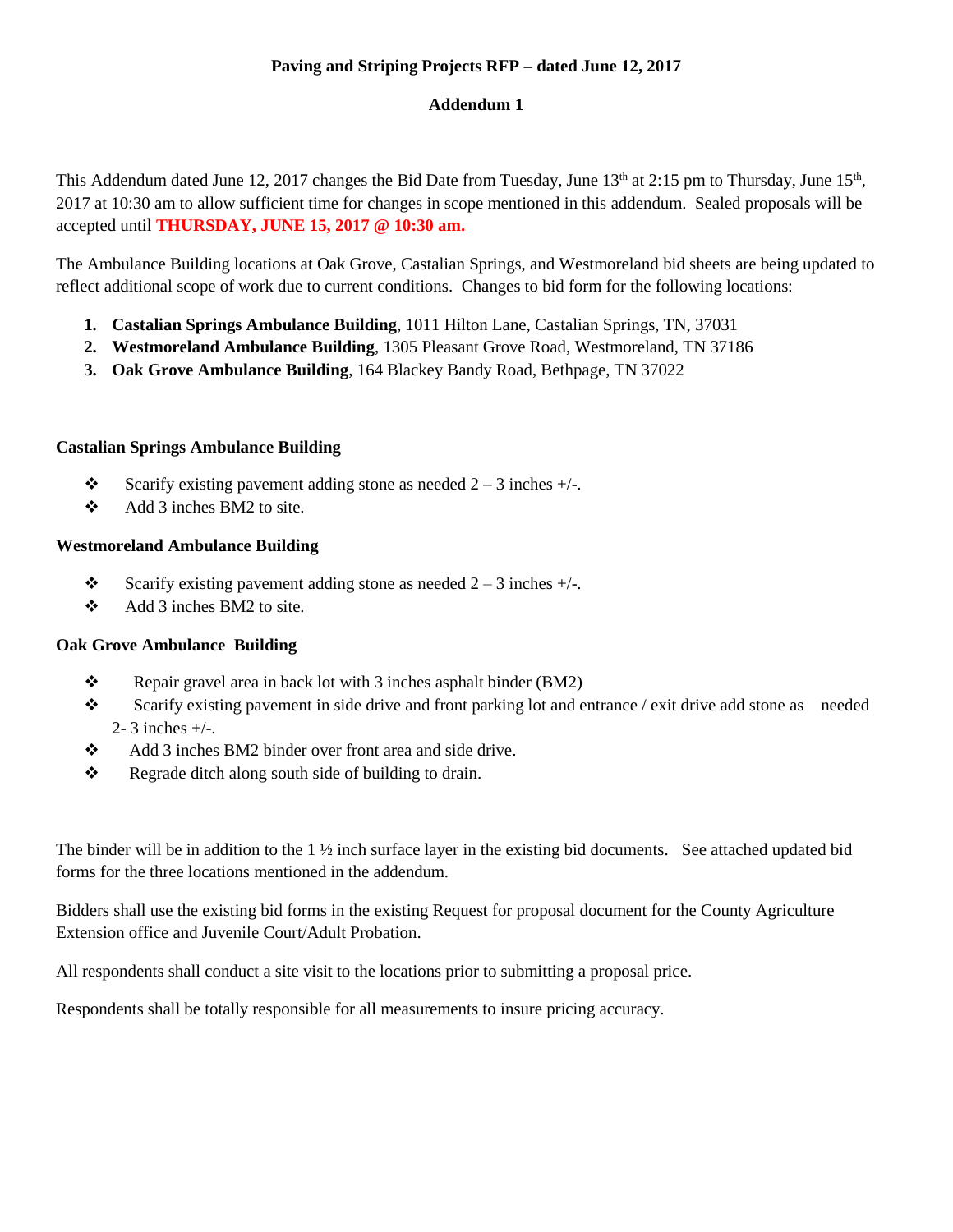**Paving and Striping Projects RFP – dated June 12, 2017**

**Addendum 1**

This Addendum dated June 12, 2017 changes the Bid Date from Tuesday, June 13th at 2:15 pm to Thursday, June 15th, 2017 at 10:30 am to allow sufficient time for changes in scope mentioned in this addendum. Sealed proposals will be accepted until **THURSDAY, JUNE 15, 2017 @ 10:30 am.**

The Ambulance Building locations at Oak Grove, Castalian Springs, and Westmoreland bid sheets are being updated to reflect additional scope of work due to current conditions. Changes to bid form for the following locations:

1. **Castalian Springs Ambulance Building**, 1011 Hilton Lane, Castalian Springs, TN, 37031
2. **Westmoreland Ambulance Building**, 1305 Pleasant Grove Road, Westmoreland, TN 37186
3. **Oak Grove Ambulance Building**, 164 Blackey Bandy Road, Bethpage, TN 37022

**Castalian Springs Ambulance Building**

- Scarify existing pavement adding stone as needed 2 – 3 inches +/-.
- Add 3 inches BM2 to site.

**Westmoreland Ambulance Building**

- Scarify existing pavement adding stone as needed 2 – 3 inches +/-.
- Add 3 inches BM2 to site.

**Oak Grove Ambulance Building**

- Repair gravel area in back lot with 3 inches asphalt binder (BM2)
- Scarify existing pavement in side drive and front parking lot and entrance / exit drive add stone as needed 2- 3 inches +/-.
- Add 3 inches BM2 binder over front area and side drive.
- Regrade ditch along south side of building to drain.

The binder will be in addition to the 1 ½ inch surface layer in the existing bid documents. See attached updated bid forms for the three locations mentioned in the addendum.

Bidders shall use the existing bid forms in the existing Request for proposal document for the County Agriculture Extension office and Juvenile Court/Adult Probation.

All respondents shall conduct a site visit to the locations prior to submitting a proposal price.

Respondents shall be totally responsible for all measurements to insure pricing accuracy.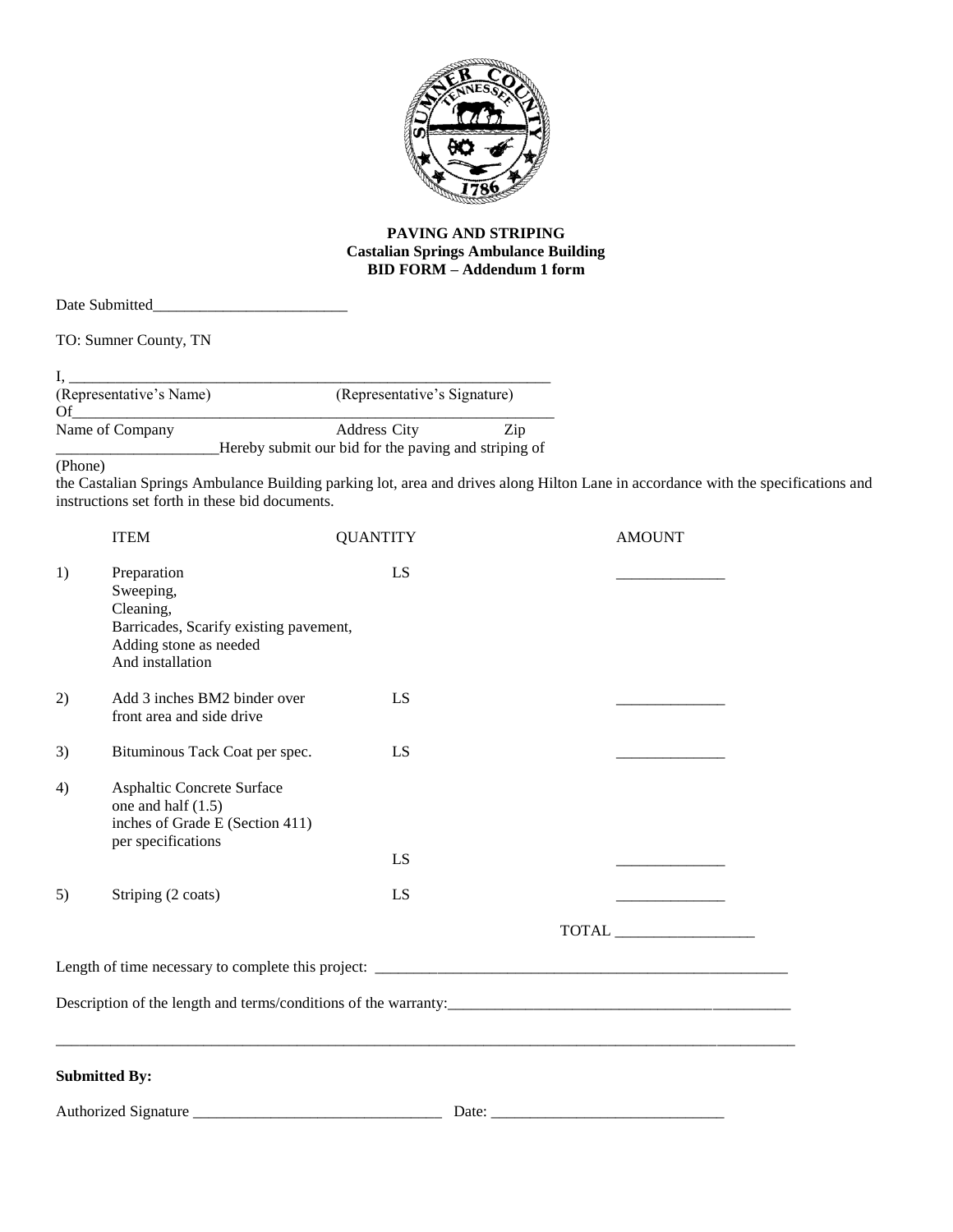**PAVING AND STRIPING**
**Castalian Springs Ambulance Building**
**BID FORM – Addendum 1 form**

Date Submitted_________________________

TO: Sumner County, TN

I, ________________________________________________________________
(Representative's Name) (Representative's Signature)
Of________________________________________________________________
Name of Company Address City Zip
_____________________Hereby submit our bid for the paving and striping of
(Phone)
the Castalian Springs Ambulance Building parking lot, area and drives along Hilton Lane in accordance with the specifications and instructions set forth in these bid documents.

| | ITEM | QUANTITY | AMOUNT |
|---|---|---|---|
| 1) | Preparation<br>Sweeping,<br>Cleaning,<br>Barricades, Scarify existing pavement,<br>Adding stone as needed<br>And installation | LS | ______________ |
| 2) | Add 3 inches BM2 binder over front area and side drive | LS | ______________ |
| 3) | Bituminous Tack Coat per spec. | LS | ______________ |
| 4) | Asphaltic Concrete Surface one and half (1.5) inches of Grade E (Section 411) per specifications | LS | ______________ |
| 5) | Striping (2 coats) | LS | ______________ |
| | | TOTAL | __________________ |

Length of time necessary to complete this project: ______________________________________________________

Description of the length and terms/conditions of the warranty:_____________________________________________

_____________________________________________________________________________________________

**Submitted By:**

Authorized Signature ________________________________ Date: ______________________________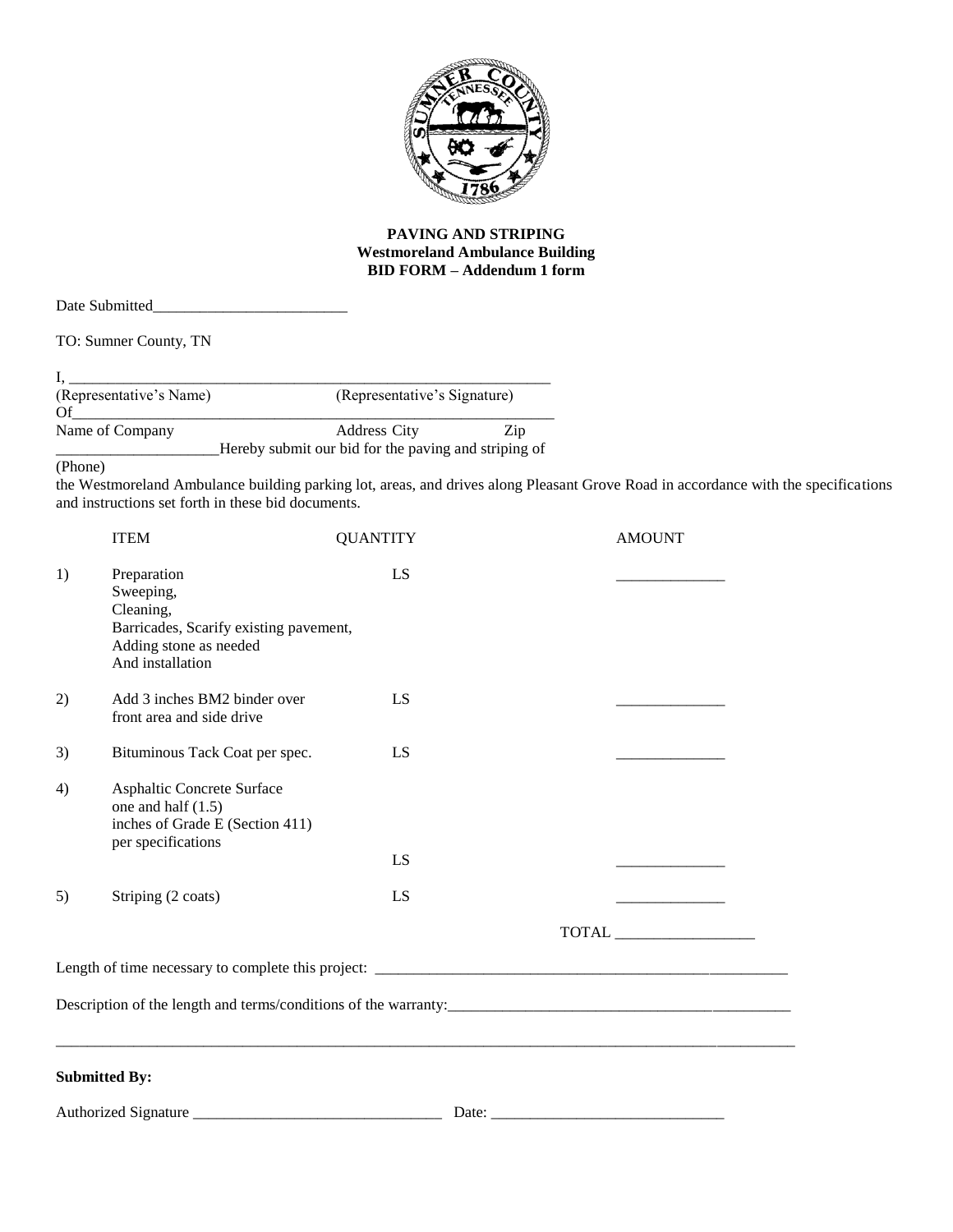**PAVING AND STRIPING**
**Westmoreland Ambulance Building**
**BID FORM – Addendum 1 form**

Date Submitted_________________________

TO: Sumner County, TN

I, ______________________________________________________________
(Representative's Name) (Representative's Signature)

Of______________________________________________________________
Name of Company Address City Zip

____________________Hereby submit our bid for the paving and striping of
(Phone)

the Westmoreland Ambulance building parking lot, areas, and drives along Pleasant Grove Road in accordance with the specifications and instructions set forth in these bid documents.

| | ITEM | QUANTITY | AMOUNT |
|---|---|---|---|
| 1) | Preparation<br>Sweeping,<br>Cleaning,<br>Barricades, Scarify existing pavement,<br>Adding stone as needed<br>And installation | LS | ______________ |
| 2) | Add 3 inches BM2 binder over front area and side drive | LS | ______________ |
| 3) | Bituminous Tack Coat per spec. | LS | ______________ |
| 4) | Asphaltic Concrete Surface one and half (1.5) inches of Grade E (Section 411) per specifications | LS | ______________ |
| 5) | Striping (2 coats) | LS | ______________ |
| | | TOTAL | __________________ |

Length of time necessary to complete this project: _______________________________________________________

Description of the length and terms/conditions of the warranty:_____________________________________________

___________________________________________________________________________________________

**Submitted By:**

Authorized Signature ________________________________ Date: ______________________________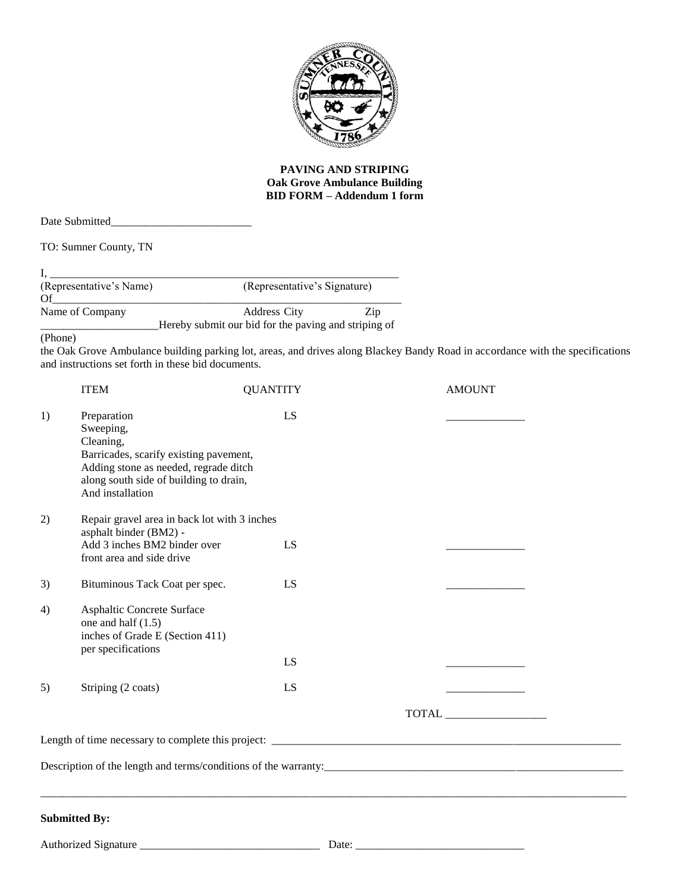**PAVING AND STRIPING**
**Oak Grove Ambulance Building**
**BID FORM – Addendum 1 form**

Date Submitted_________________________

TO: Sumner County, TN

I, ________________________________________________________________
(Representative's Name) (Representative's Signature)
Of_______________________________________________________________
Name of Company Address City Zip
____________________Hereby submit our bid for the paving and striping of
(Phone)
the Oak Grove Ambulance building parking lot, areas, and drives along Blackey Bandy Road in accordance with the specifications and instructions set forth in these bid documents.

| | ITEM | QUANTITY | AMOUNT |
|---|---|---|---|
| 1) | Preparation<br>Sweeping,<br>Cleaning,<br>Barricades, scarify existing pavement,<br>Adding stone as needed, regrade ditch along south side of building to drain,<br>And installation | LS | ______________ |
| 2) | Repair gravel area in back lot with 3 inches asphalt binder (BM2) -<br>Add 3 inches BM2 binder over front area and side drive | LS | ______________ |
| 3) | Bituminous Tack Coat per spec. | LS | ______________ |
| 4) | Asphaltic Concrete Surface one and half (1.5) inches of Grade E (Section 411) per specifications | LS | ______________ |
| 5) | Striping (2 coats) | LS | ______________ |
| | | TOTAL | __________________ |

Length of time necessary to complete this project: _______________________________________________________________

Description of the length and terms/conditions of the warranty:_____________________________________________________

_____________________________________________________________________________________________________

**Submitted By:**

Authorized Signature ________________________________ Date: ______________________________